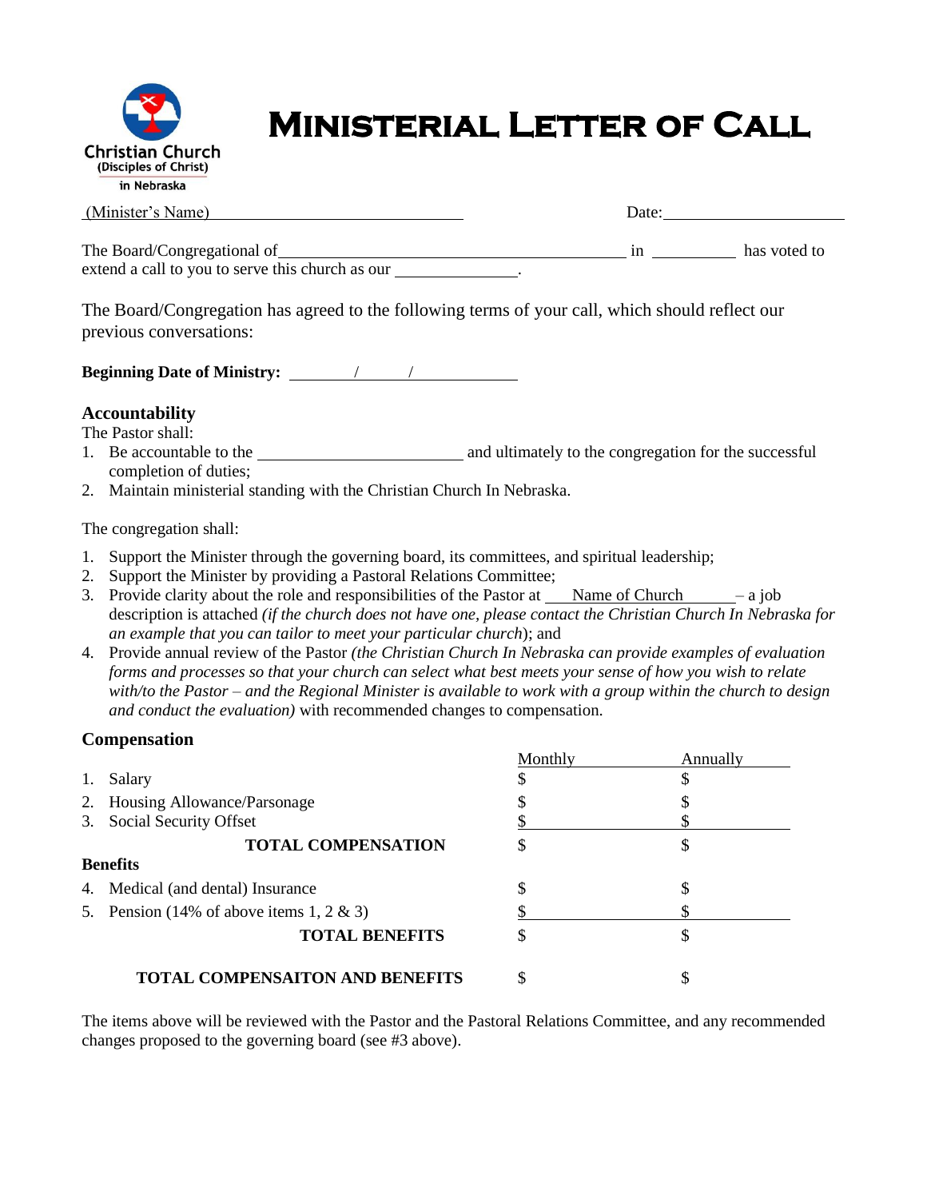Christian Church
(Disciples of Christ)
in Nebraska

# Ministerial Letter of Call

(Minister's Name)\_\_\_\_\_\_\_\_\_\_\_\_\_\_\_\_\_\_\_\_\_\_\_\_\_\_\_\_\_\_ Date:\_\_\_\_\_\_\_\_\_\_\_\_\_\_\_\_\_\_\_\_\_\_

The Board/Congregational of\_\_\_\_\_\_\_\_\_\_\_\_\_\_\_\_\_\_\_\_\_\_\_\_\_\_\_\_\_\_\_\_\_\_\_\_\_\_\_\_\_ in \_\_\_\_\_\_\_\_\_\_ has voted to extend a call to you to serve this church as our \_\_\_\_\_\_\_\_\_\_\_\_\_\_.

The Board/Congregation has agreed to the following terms of your call, which should reflect our previous conversations:

**Beginning Date of Ministry:** \_\_\_\_\_\_\_\_/\_\_\_\_\_\_/\_\_\_\_\_\_\_\_\_\_\_\_

### Accountability

The Pastor shall:

1. Be accountable to the \_\_\_\_\_\_\_\_\_\_\_\_\_\_\_\_\_\_\_\_\_\_\_\_\_ and ultimately to the congregation for the successful completion of duties;
2. Maintain ministerial standing with the Christian Church In Nebraska.

The congregation shall:

1. Support the Minister through the governing board, its committees, and spiritual leadership;
2. Support the Minister by providing a Pastoral Relations Committee;
3. Provide clarity about the role and responsibilities of the Pastor at Name of Church – a job description is attached *(if the church does not have one, please contact the Christian Church In Nebraska for an example that you can tailor to meet your particular church*); and
4. Provide annual review of the Pastor *(the Christian Church In Nebraska can provide examples of evaluation forms and processes so that your church can select what best meets your sense of how you wish to relate with/to the Pastor – and the Regional Minister is available to work with a group within the church to design and conduct the evaluation)* with recommended changes to compensation.

### Compensation

| | Monthly | Annually |
|---|---|---|
| 1. Salary | $ | $ |
| 2. Housing Allowance/Parsonage | $ | $ |
| 3. Social Security Offset | $ | $ |
| **TOTAL COMPENSATION** | $ | $ |
| **Benefits** | | |
| 4. Medical (and dental) Insurance | $ | $ |
| 5. Pension (14% of above items 1, 2 & 3) | $ | $ |
| **TOTAL BENEFITS** | $ | $ |
| **TOTAL COMPENSAITON AND BENEFITS** | $ | $ |

The items above will be reviewed with the Pastor and the Pastoral Relations Committee, and any recommended changes proposed to the governing board (see #3 above).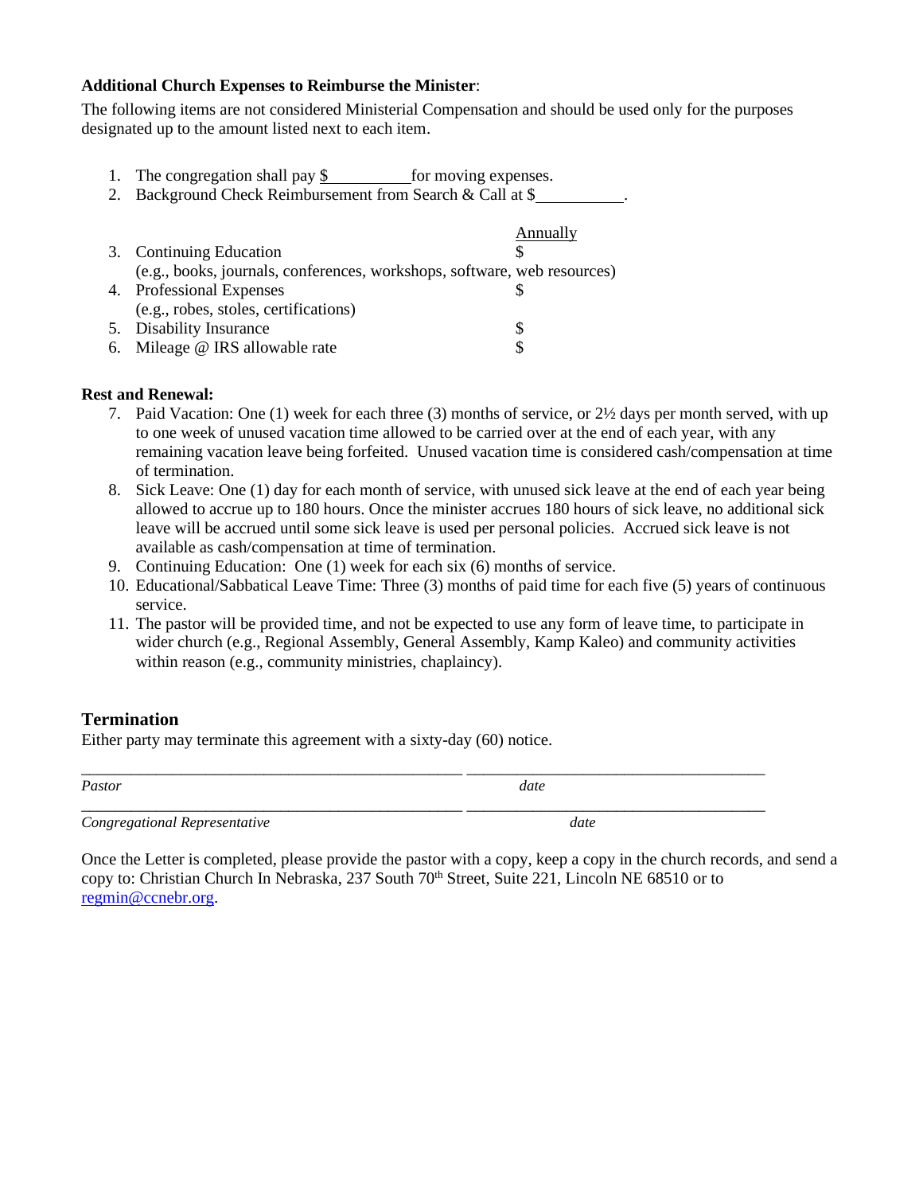**Additional Church Expenses to Reimburse the Minister**:

The following items are not considered Ministerial Compensation and should be used only for the purposes designated up to the amount listed next to each item.

1. The congregation shall pay $__________ for moving expenses.
2. Background Check Reimbursement from Search & Call at $__________.

| | Annually |
|---|---|
| 3. Continuing Education (e.g., books, journals, conferences, workshops, software, web resources) | $ |
| 4. Professional Expenses (e.g., robes, stoles, certifications) | $ |
| 5. Disability Insurance | $ |
| 6. Mileage @ IRS allowable rate | $ |

**Rest and Renewal:**

7. Paid Vacation: One (1) week for each three (3) months of service, or 2½ days per month served, with up to one week of unused vacation time allowed to be carried over at the end of each year, with any remaining vacation leave being forfeited. Unused vacation time is considered cash/compensation at time of termination.
8. Sick Leave: One (1) day for each month of service, with unused sick leave at the end of each year being allowed to accrue up to 180 hours. Once the minister accrues 180 hours of sick leave, no additional sick leave will be accrued until some sick leave is used per personal policies. Accrued sick leave is not available as cash/compensation at time of termination.
9. Continuing Education: One (1) week for each six (6) months of service.
10. Educational/Sabbatical Leave Time: Three (3) months of paid time for each five (5) years of continuous service.
11. The pastor will be provided time, and not be expected to use any form of leave time, to participate in wider church (e.g., Regional Assembly, General Assembly, Kamp Kaleo) and community activities within reason (e.g., community ministries, chaplaincy).

## Termination

Either party may terminate this agreement with a sixty-day (60) notice.

_______________________________________________ ____________________________________

*Pastor* *date*

_______________________________________________ ____________________________________

*Congregational Representative* *date*

Once the Letter is completed, please provide the pastor with a copy, keep a copy in the church records, and send a copy to: Christian Church In Nebraska, 237 South 70th Street, Suite 221, Lincoln NE 68510 or to regmin@ccnebr.org.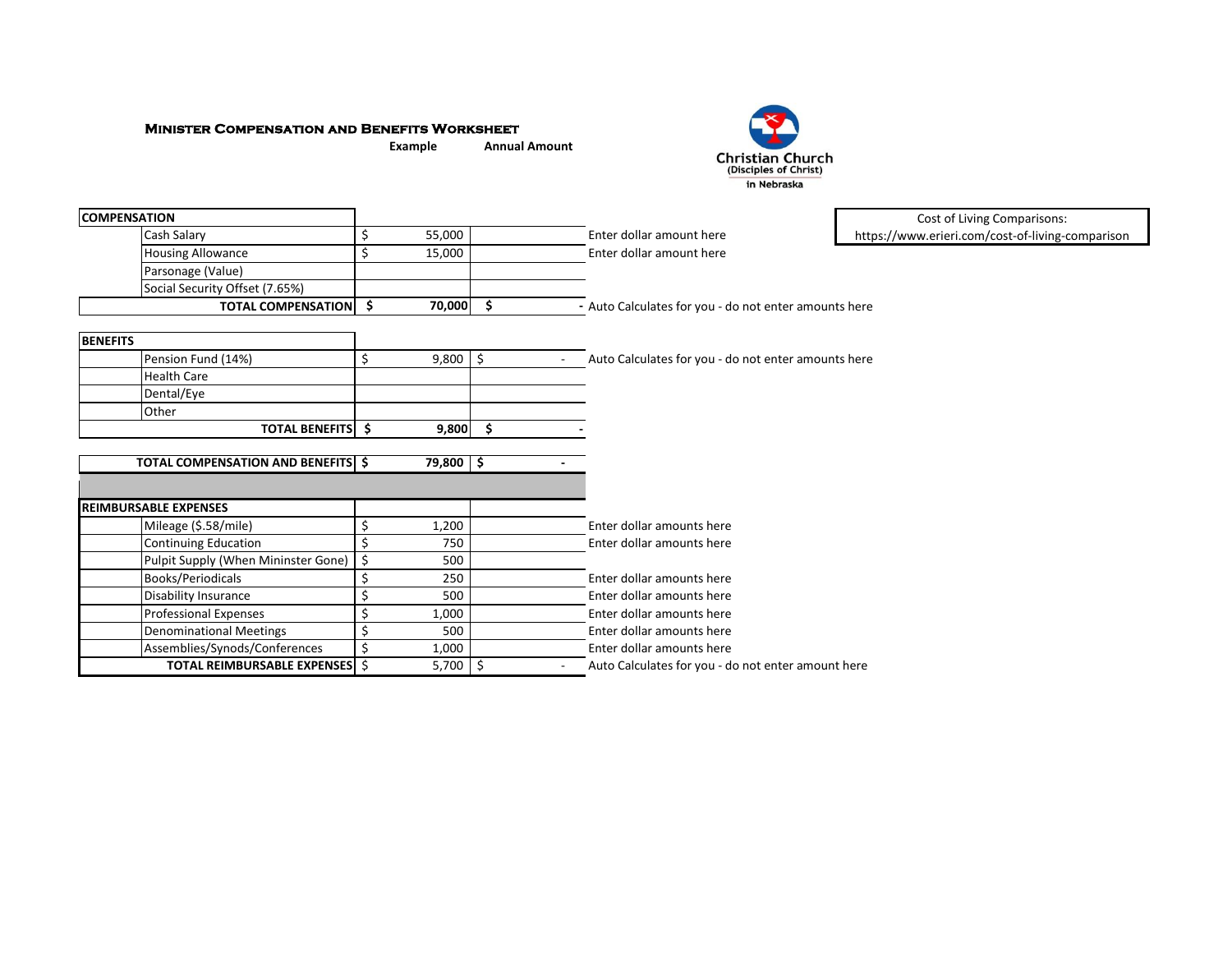**Minister Compensation and Benefits Worksheet**

Christian Church (Disciples of Christ) in Nebraska

Cost of Living Comparisons:
https://www.erieri.com/cost-of-living-comparison

| | | Example | Annual Amount | |
|---|---|---|---|---|
| **COMPENSATION** | | | | |
| | Cash Salary | $ 55,000 | | Enter dollar amount here |
| | Housing Allowance | $ 15,000 | | Enter dollar amount here |
| | Parsonage (Value) | | | |
| | Social Security Offset (7.65%) | | | |
| | **TOTAL COMPENSATION** | **$ 70,000** | **$ -** | Auto Calculates for you - do not enter amounts here |
| **BENEFITS** | | | | |
| | Pension Fund (14%) | $ 9,800 | $ - | Auto Calculates for you - do not enter amounts here |
| | Health Care | | | |
| | Dental/Eye | | | |
| | Other | | | |
| | **TOTAL BENEFITS** | **$ 9,800** | **$ -** | |
| | **TOTAL COMPENSATION AND BENEFITS** | **$ 79,800** | **$ -** | |
| **REIMBURSABLE EXPENSES** | | | | |
| | Mileage ($.58/mile) | $ 1,200 | | Enter dollar amounts here |
| | Continuing Education | $ 750 | | Enter dollar amounts here |
| | Pulpit Supply (When Methodinster Gone) | $ 500 | | |
| | Books/Periodicals | $ 250 | | Enter dollar amounts here |
| | Disability Insurance | $ 500 | | Enter dollar amounts here |
| | Professional Expenses | $ 1,000 | | Enter dollar amounts here |
| | Denominational Meetings | $ 500 | | Enter dollar amounts here |
| | Assemblies/Synods/Conferences | $ 1,000 | | Enter dollar amounts here |
| | **TOTAL REIMBURSABLE EXPENSES** | $ 5,700 | $ - | Auto Calculates for you - do not enter amount here |